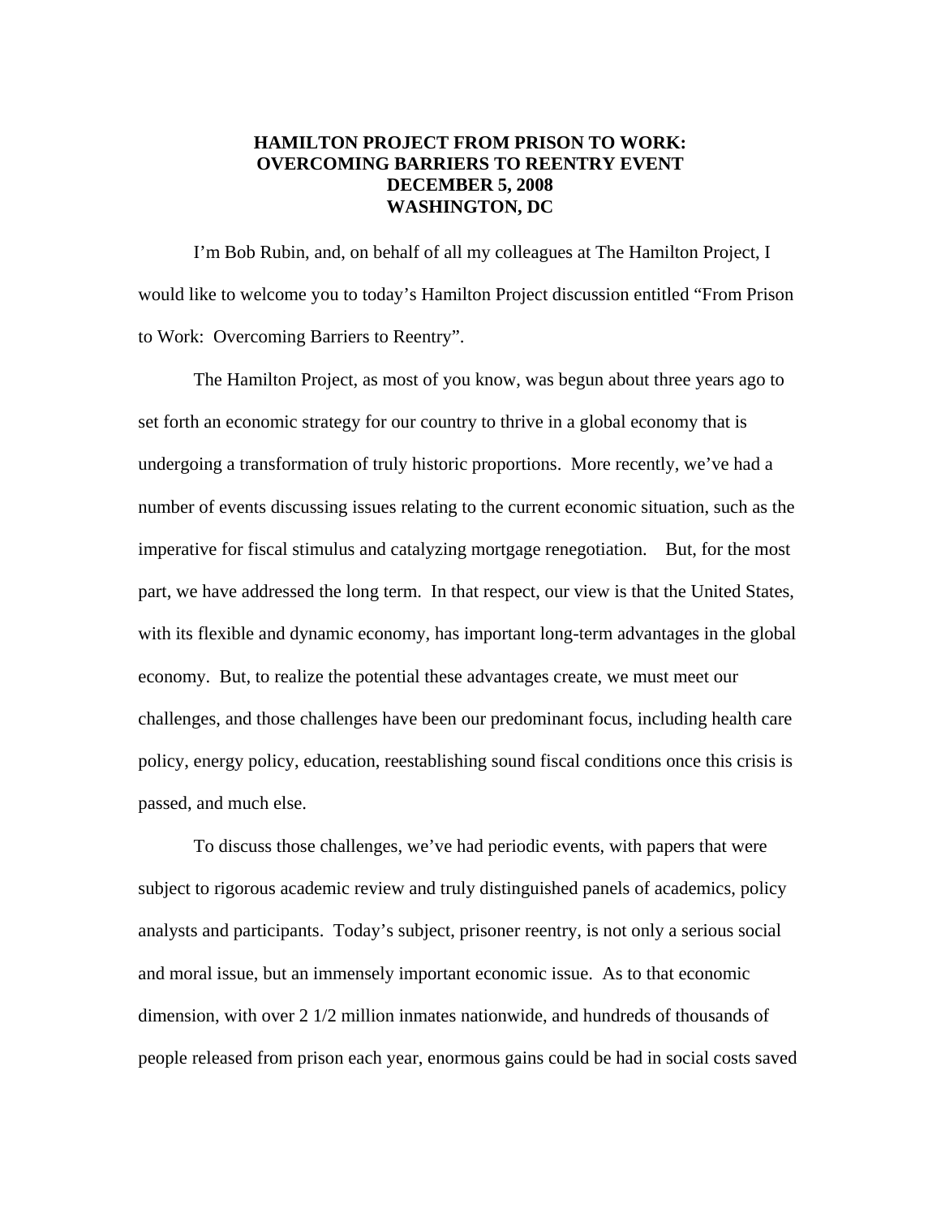# HAMILTON PROJECT FROM PRISON TO WORK: OVERCOMING BARRIERS TO REENTRY EVENT
## DECEMBER 5, 2008
## WASHINGTON, DC

I'm Bob Rubin, and, on behalf of all my colleagues at The Hamilton Project, I would like to welcome you to today's Hamilton Project discussion entitled "From Prison to Work: Overcoming Barriers to Reentry".

The Hamilton Project, as most of you know, was begun about three years ago to set forth an economic strategy for our country to thrive in a global economy that is undergoing a transformation of truly historic proportions. More recently, we've had a number of events discussing issues relating to the current economic situation, such as the imperative for fiscal stimulus and catalyzing mortgage renegotiation. But, for the most part, we have addressed the long term. In that respect, our view is that the United States, with its flexible and dynamic economy, has important long-term advantages in the global economy. But, to realize the potential these advantages create, we must meet our challenges, and those challenges have been our predominant focus, including health care policy, energy policy, education, reestablishing sound fiscal conditions once this crisis is passed, and much else.

To discuss those challenges, we've had periodic events, with papers that were subject to rigorous academic review and truly distinguished panels of academics, policy analysts and participants. Today's subject, prisoner reentry, is not only a serious social and moral issue, but an immensely important economic issue. As to that economic dimension, with over 2 1/2 million inmates nationwide, and hundreds of thousands of people released from prison each year, enormous gains could be had in social costs saved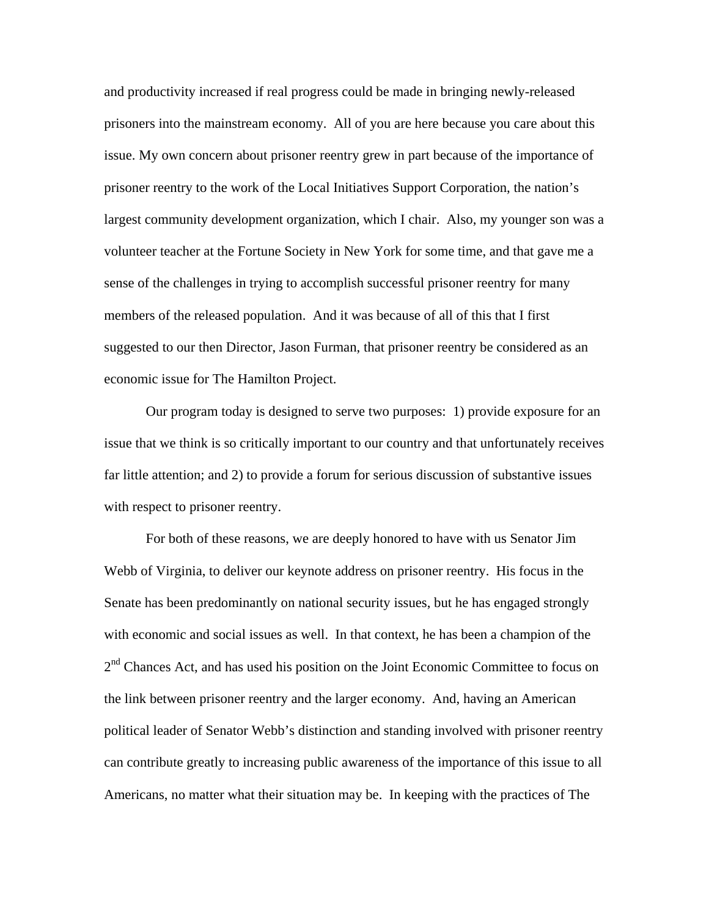and productivity increased if real progress could be made in bringing newly-released prisoners into the mainstream economy. All of you are here because you care about this issue. My own concern about prisoner reentry grew in part because of the importance of prisoner reentry to the work of the Local Initiatives Support Corporation, the nation's largest community development organization, which I chair. Also, my younger son was a volunteer teacher at the Fortune Society in New York for some time, and that gave me a sense of the challenges in trying to accomplish successful prisoner reentry for many members of the released population. And it was because of all of this that I first suggested to our then Director, Jason Furman, that prisoner reentry be considered as an economic issue for The Hamilton Project.

Our program today is designed to serve two purposes: 1) provide exposure for an issue that we think is so critically important to our country and that unfortunately receives far little attention; and 2) to provide a forum for serious discussion of substantive issues with respect to prisoner reentry.

For both of these reasons, we are deeply honored to have with us Senator Jim Webb of Virginia, to deliver our keynote address on prisoner reentry. His focus in the Senate has been predominantly on national security issues, but he has engaged strongly with economic and social issues as well. In that context, he has been a champion of the 2nd Chances Act, and has used his position on the Joint Economic Committee to focus on the link between prisoner reentry and the larger economy. And, having an American political leader of Senator Webb's distinction and standing involved with prisoner reentry can contribute greatly to increasing public awareness of the importance of this issue to all Americans, no matter what their situation may be. In keeping with the practices of The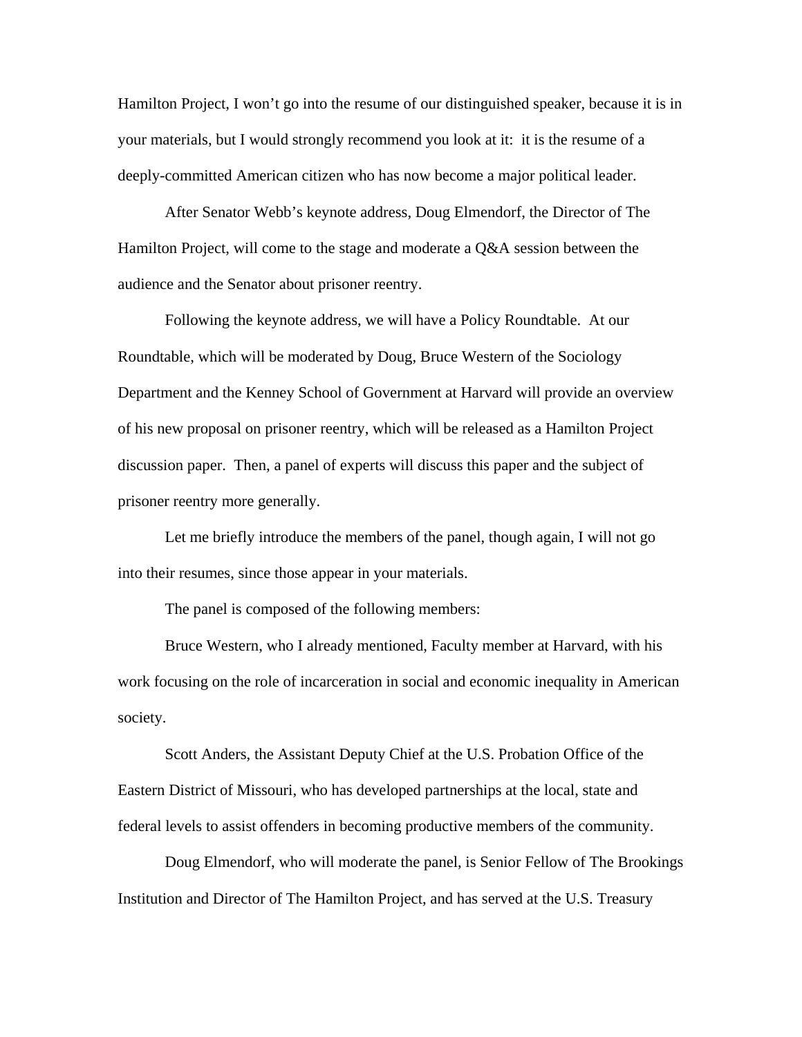Hamilton Project, I won't go into the resume of our distinguished speaker, because it is in your materials, but I would strongly recommend you look at it: it is the resume of a deeply-committed American citizen who has now become a major political leader.

After Senator Webb's keynote address, Doug Elmendorf, the Director of The Hamilton Project, will come to the stage and moderate a Q&A session between the audience and the Senator about prisoner reentry.

Following the keynote address, we will have a Policy Roundtable. At our Roundtable, which will be moderated by Doug, Bruce Western of the Sociology Department and the Kenney School of Government at Harvard will provide an overview of his new proposal on prisoner reentry, which will be released as a Hamilton Project discussion paper. Then, a panel of experts will discuss this paper and the subject of prisoner reentry more generally.

Let me briefly introduce the members of the panel, though again, I will not go into their resumes, since those appear in your materials.

The panel is composed of the following members:

Bruce Western, who I already mentioned, Faculty member at Harvard, with his work focusing on the role of incarceration in social and economic inequality in American society.

Scott Anders, the Assistant Deputy Chief at the U.S. Probation Office of the Eastern District of Missouri, who has developed partnerships at the local, state and federal levels to assist offenders in becoming productive members of the community.

Doug Elmendorf, who will moderate the panel, is Senior Fellow of The Brookings Institution and Director of The Hamilton Project, and has served at the U.S. Treasury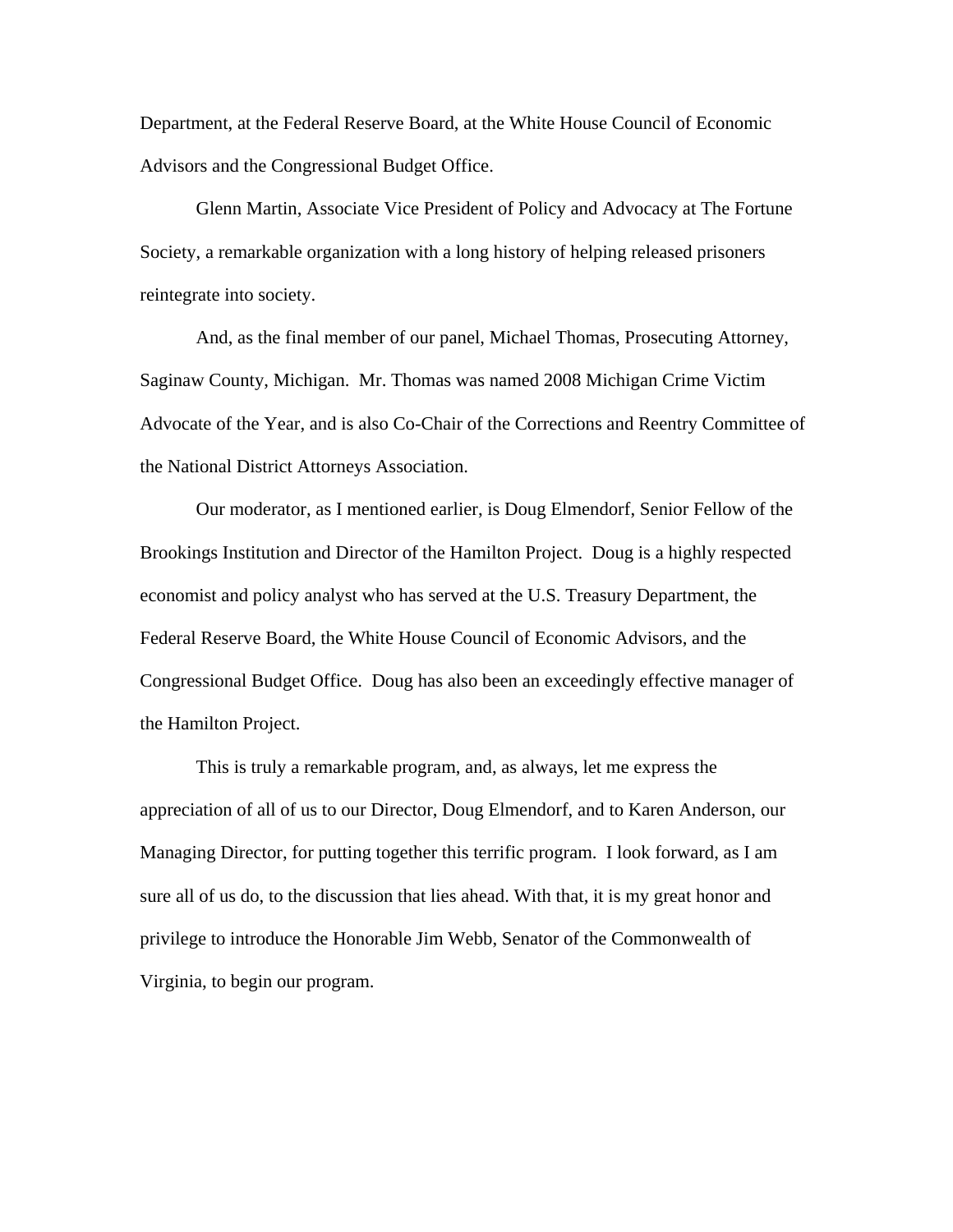Department, at the Federal Reserve Board, at the White House Council of Economic Advisors and the Congressional Budget Office.

Glenn Martin, Associate Vice President of Policy and Advocacy at The Fortune Society, a remarkable organization with a long history of helping released prisoners reintegrate into society.

And, as the final member of our panel, Michael Thomas, Prosecuting Attorney, Saginaw County, Michigan. Mr. Thomas was named 2008 Michigan Crime Victim Advocate of the Year, and is also Co-Chair of the Corrections and Reentry Committee of the National District Attorneys Association.

Our moderator, as I mentioned earlier, is Doug Elmendorf, Senior Fellow of the Brookings Institution and Director of the Hamilton Project. Doug is a highly respected economist and policy analyst who has served at the U.S. Treasury Department, the Federal Reserve Board, the White House Council of Economic Advisors, and the Congressional Budget Office. Doug has also been an exceedingly effective manager of the Hamilton Project.

This is truly a remarkable program, and, as always, let me express the appreciation of all of us to our Director, Doug Elmendorf, and to Karen Anderson, our Managing Director, for putting together this terrific program. I look forward, as I am sure all of us do, to the discussion that lies ahead. With that, it is my great honor and privilege to introduce the Honorable Jim Webb, Senator of the Commonwealth of Virginia, to begin our program.